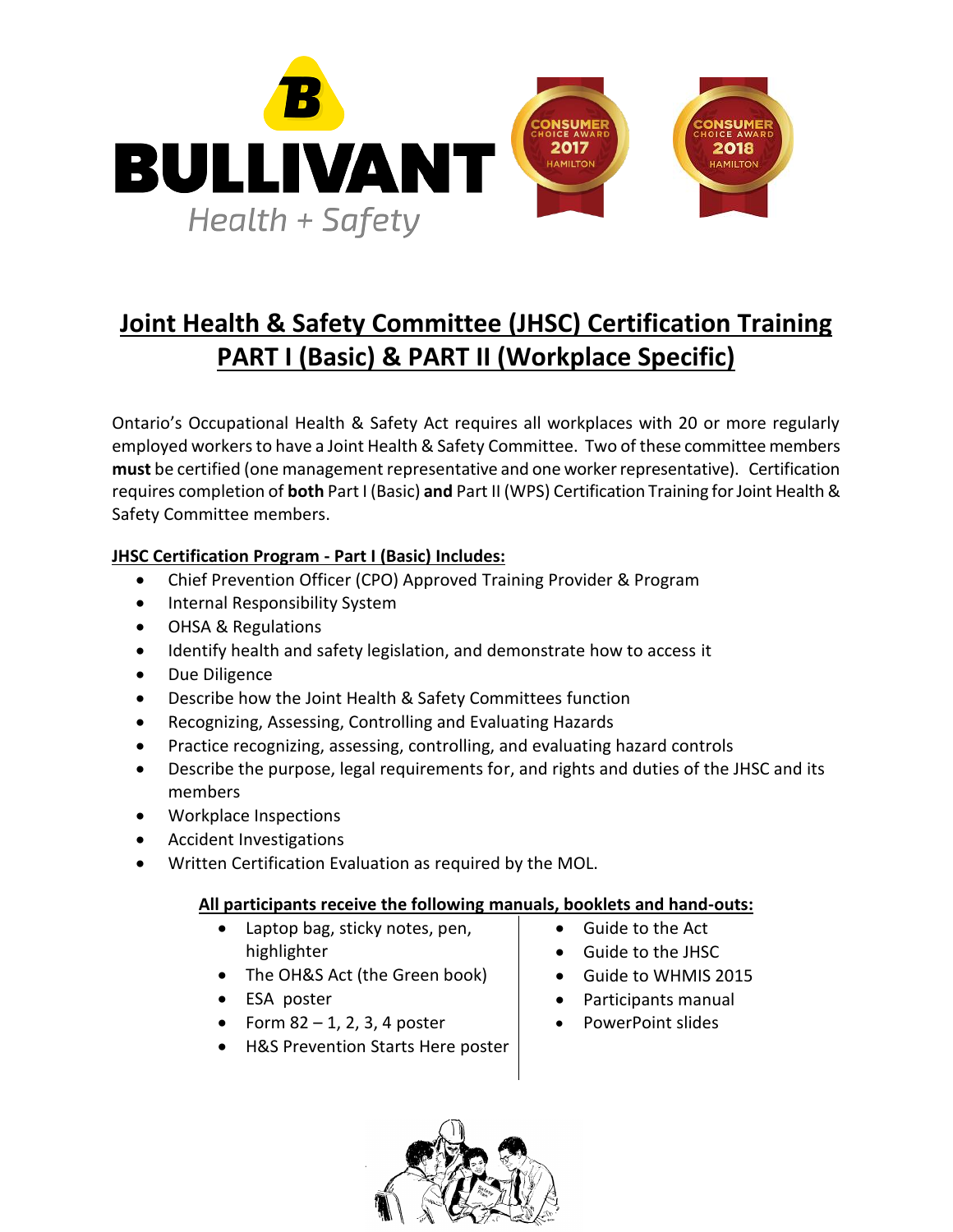BULLIVANT

Health + Safety

CONSUMER CHOICE AWARD 2017 HAMILTON

CONSUMER CHOICE AWARD 2018 HAMILTON

# Joint Health & Safety Committee (JHSC) Certification Training PART I (Basic) & PART II (Workplace Specific)

Ontario's Occupational Health & Safety Act requires all workplaces with 20 or more regularly employed workers to have a Joint Health & Safety Committee. Two of these committee members **must** be certified (one management representative and one worker representative). Certification requires completion of **both** Part I (Basic) **and** Part II (WPS) Certification Training for Joint Health & Safety Committee members.

## JHSC Certification Program - Part I (Basic) Includes:

- Chief Prevention Officer (CPO) Approved Training Provider & Program
- Internal Responsibility System
- OHSA & Regulations
- Identify health and safety legislation, and demonstrate how to access it
- Due Diligence
- Describe how the Joint Health & Safety Committees function
- Recognizing, Assessing, Controlling and Evaluating Hazards
- Practice recognizing, assessing, controlling, and evaluating hazard controls
- Describe the purpose, legal requirements for, and rights and duties of the JHSC and its members
- Workplace Inspections
- Accident Investigations
- Written Certification Evaluation as required by the MOL.

### All participants receive the following manuals, booklets and hand-outs:

- Laptop bag, sticky notes, pen, highlighter
- The OH&S Act (the Green book)
- ESA poster
- Form 82 – 1, 2, 3, 4 poster
- H&S Prevention Starts Here poster
- Guide to the Act
- Guide to the JHSC
- Guide to WHMIS 2015
- Participants manual
- PowerPoint slides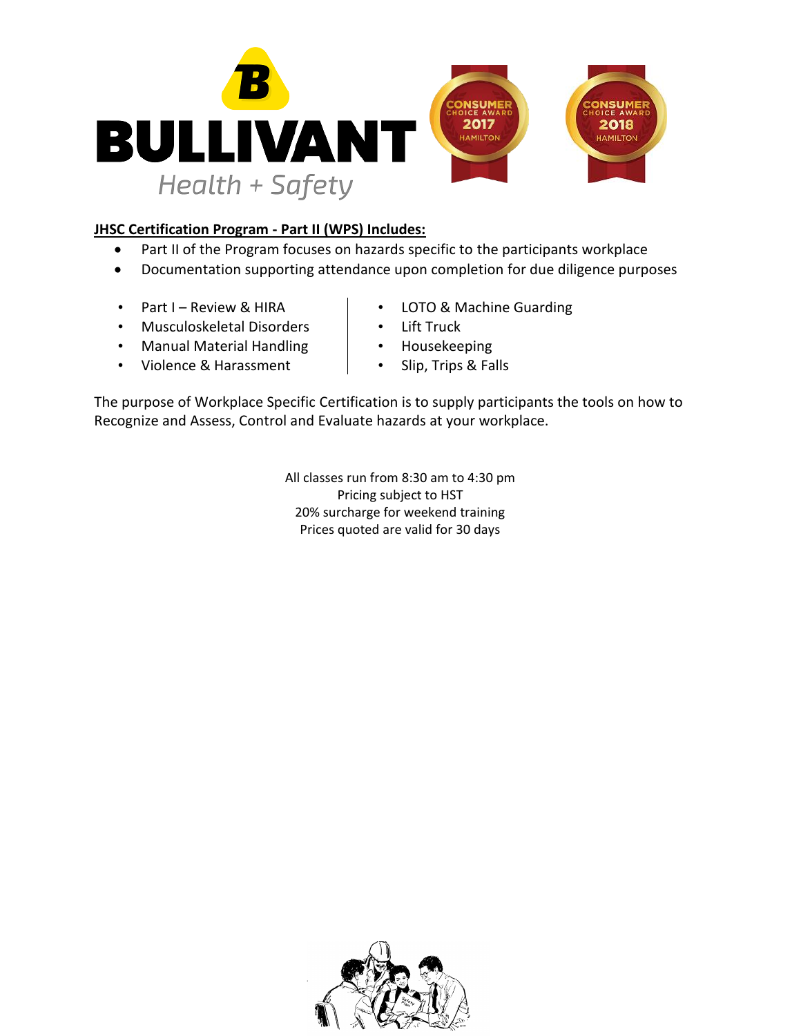**JHSC Certification Program - Part II (WPS) Includes:**

- Part II of the Program focuses on hazards specific to the participants workplace
- Documentation supporting attendance upon completion for due diligence purposes

- Part I – Review & HIRA
- Musculoskeletal Disorders
- Manual Material Handling
- Violence & Harassment
- LOTO & Machine Guarding
- Lift Truck
- Housekeeping
- Slip, Trips & Falls

The purpose of Workplace Specific Certification is to supply participants the tools on how to Recognize and Assess, Control and Evaluate hazards at your workplace.

All classes run from 8:30 am to 4:30 pm
Pricing subject to HST
20% surcharge for weekend training
Prices quoted are valid for 30 days